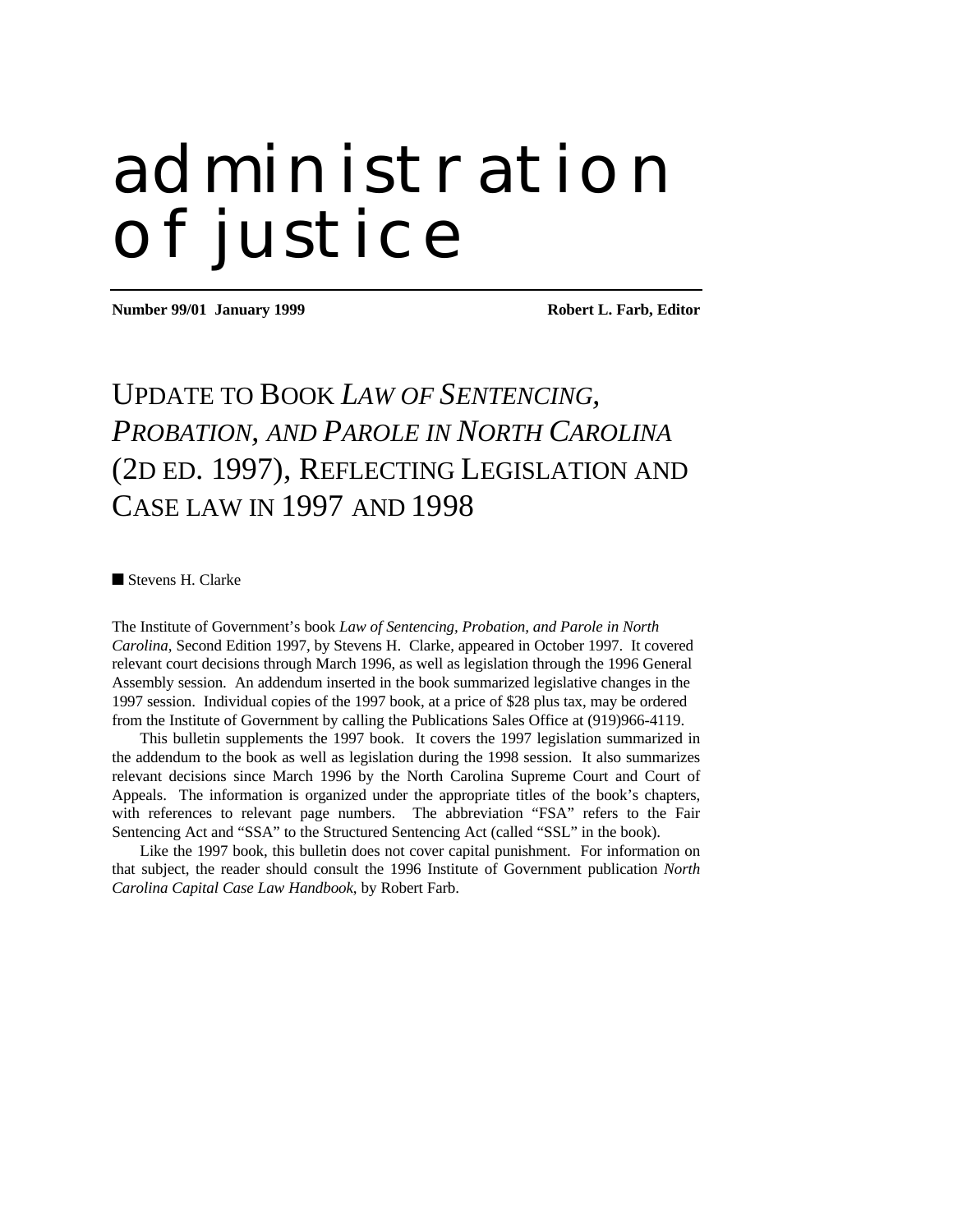# administration of justice

**Number 99/01 January 1999** **Robert L. Farb, Editor**

## UPDATE TO BOOK *LAW OF SENTENCING, PROBATION, AND PAROLE IN NORTH CAROLINA* (2D ED. 1997), REFLECTING LEGISLATION AND CASE LAW IN 1997 AND 1998

■ Stevens H. Clarke

The Institute of Government's book *Law of Sentencing, Probation, and Parole in North Carolina*, Second Edition 1997, by Stevens H. Clarke, appeared in October 1997. It covered relevant court decisions through March 1996, as well as legislation through the 1996 General Assembly session. An addendum inserted in the book summarized legislative changes in the 1997 session. Individual copies of the 1997 book, at a price of $28 plus tax, may be ordered from the Institute of Government by calling the Publications Sales Office at (919)966-4119.

This bulletin supplements the 1997 book. It covers the 1997 legislation summarized in the addendum to the book as well as legislation during the 1998 session. It also summarizes relevant decisions since March 1996 by the North Carolina Supreme Court and Court of Appeals. The information is organized under the appropriate titles of the book's chapters, with references to relevant page numbers. The abbreviation "FSA" refers to the Fair Sentencing Act and "SSA" to the Structured Sentencing Act (called "SSL" in the book).

Like the 1997 book, this bulletin does not cover capital punishment. For information on that subject, the reader should consult the 1996 Institute of Government publication *North Carolina Capital Case Law Handbook*, by Robert Farb.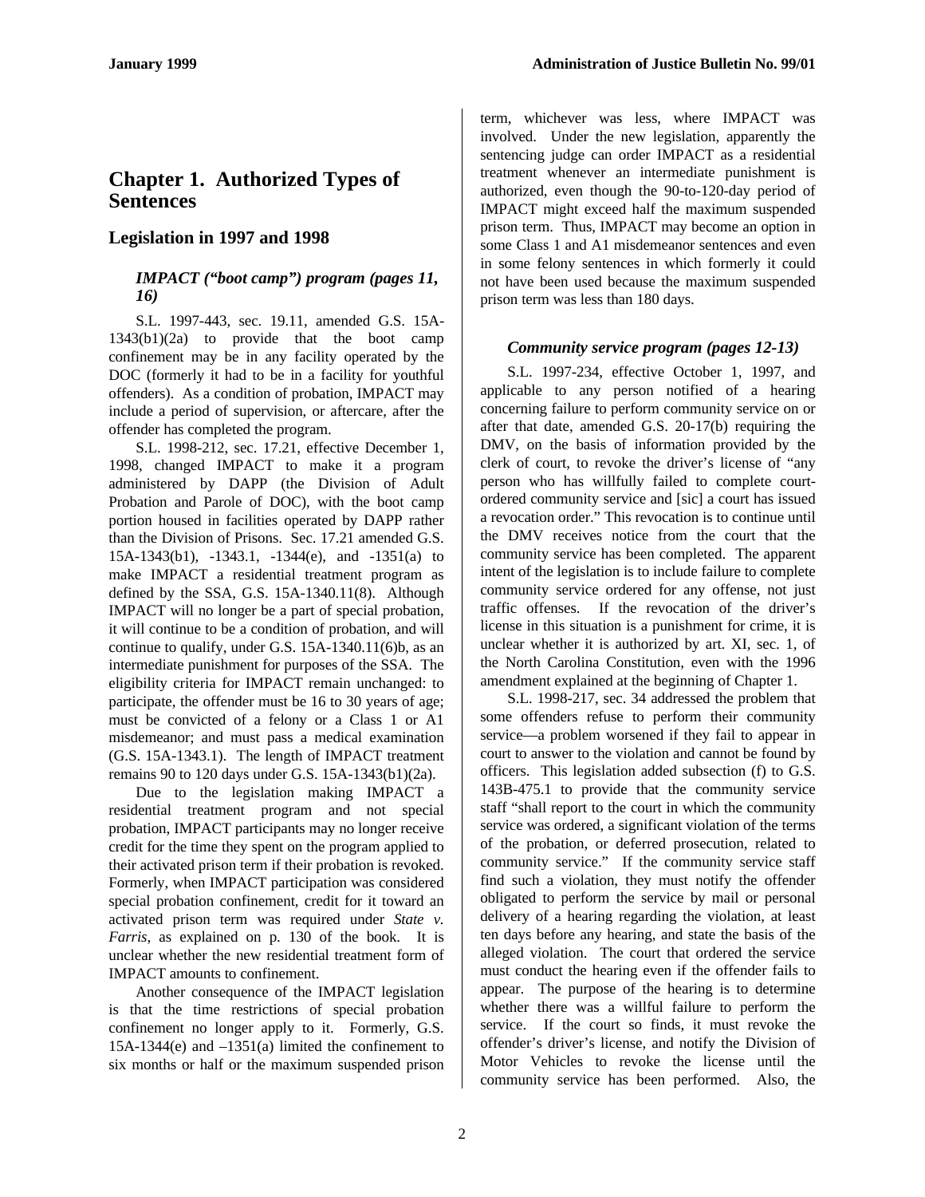# Chapter 1. Authorized Types of Sentences

## Legislation in 1997 and 1998

### *IMPACT ("boot camp") program (pages 11, 16)*

S.L. 1997-443, sec. 19.11, amended G.S. 15A-1343(b1)(2a) to provide that the boot camp confinement may be in any facility operated by the DOC (formerly it had to be in a facility for youthful offenders). As a condition of probation, IMPACT may include a period of supervision, or aftercare, after the offender has completed the program.

S.L. 1998-212, sec. 17.21, effective December 1, 1998, changed IMPACT to make it a program administered by DAPP (the Division of Adult Probation and Parole of DOC), with the boot camp portion housed in facilities operated by DAPP rather than the Division of Prisons. Sec. 17.21 amended G.S. 15A-1343(b1), -1343.1, -1344(e), and -1351(a) to make IMPACT a residential treatment program as defined by the SSA, G.S. 15A-1340.11(8). Although IMPACT will no longer be a part of special probation, it will continue to be a condition of probation, and will continue to qualify, under G.S. 15A-1340.11(6)b, as an intermediate punishment for purposes of the SSA. The eligibility criteria for IMPACT remain unchanged: to participate, the offender must be 16 to 30 years of age; must be convicted of a felony or a Class 1 or A1 misdemeanor; and must pass a medical examination (G.S. 15A-1343.1). The length of IMPACT treatment remains 90 to 120 days under G.S. 15A-1343(b1)(2a).

Due to the legislation making IMPACT a residential treatment program and not special probation, IMPACT participants may no longer receive credit for the time they spent on the program applied to their activated prison term if their probation is revoked. Formerly, when IMPACT participation was considered special probation confinement, credit for it toward an activated prison term was required under *State v. Farris*, as explained on p. 130 of the book. It is unclear whether the new residential treatment form of IMPACT amounts to confinement.

Another consequence of the IMPACT legislation is that the time restrictions of special probation confinement no longer apply to it. Formerly, G.S. 15A-1344(e) and –1351(a) limited the confinement to six months or half or the maximum suspended prison term, whichever was less, where IMPACT was involved. Under the new legislation, apparently the sentencing judge can order IMPACT as a residential treatment whenever an intermediate punishment is authorized, even though the 90-to-120-day period of IMPACT might exceed half the maximum suspended prison term. Thus, IMPACT may become an option in some Class 1 and A1 misdemeanor sentences and even in some felony sentences in which formerly it could not have been used because the maximum suspended prison term was less than 180 days.

### *Community service program (pages 12-13)*

S.L. 1997-234, effective October 1, 1997, and applicable to any person notified of a hearing concerning failure to perform community service on or after that date, amended G.S. 20-17(b) requiring the DMV, on the basis of information provided by the clerk of court, to revoke the driver's license of "any person who has willfully failed to complete court-ordered community service and [sic] a court has issued a revocation order." This revocation is to continue until the DMV receives notice from the court that the community service has been completed. The apparent intent of the legislation is to include failure to complete community service ordered for any offense, not just traffic offenses. If the revocation of the driver's license in this situation is a punishment for crime, it is unclear whether it is authorized by art. XI, sec. 1, of the North Carolina Constitution, even with the 1996 amendment explained at the beginning of Chapter 1.

S.L. 1998-217, sec. 34 addressed the problem that some offenders refuse to perform their community service—a problem worsened if they fail to appear in court to answer to the violation and cannot be found by officers. This legislation added subsection (f) to G.S. 143B-475.1 to provide that the community service staff "shall report to the court in which the community service was ordered, a significant violation of the terms of the probation, or deferred prosecution, related to community service." If the community service staff find such a violation, they must notify the offender obligated to perform the service by mail or personal delivery of a hearing regarding the violation, at least ten days before any hearing, and state the basis of the alleged violation. The court that ordered the service must conduct the hearing even if the offender fails to appear. The purpose of the hearing is to determine whether there was a willful failure to perform the service. If the court so finds, it must revoke the offender's driver's license, and notify the Division of Motor Vehicles to revoke the license until the community service has been performed. Also, the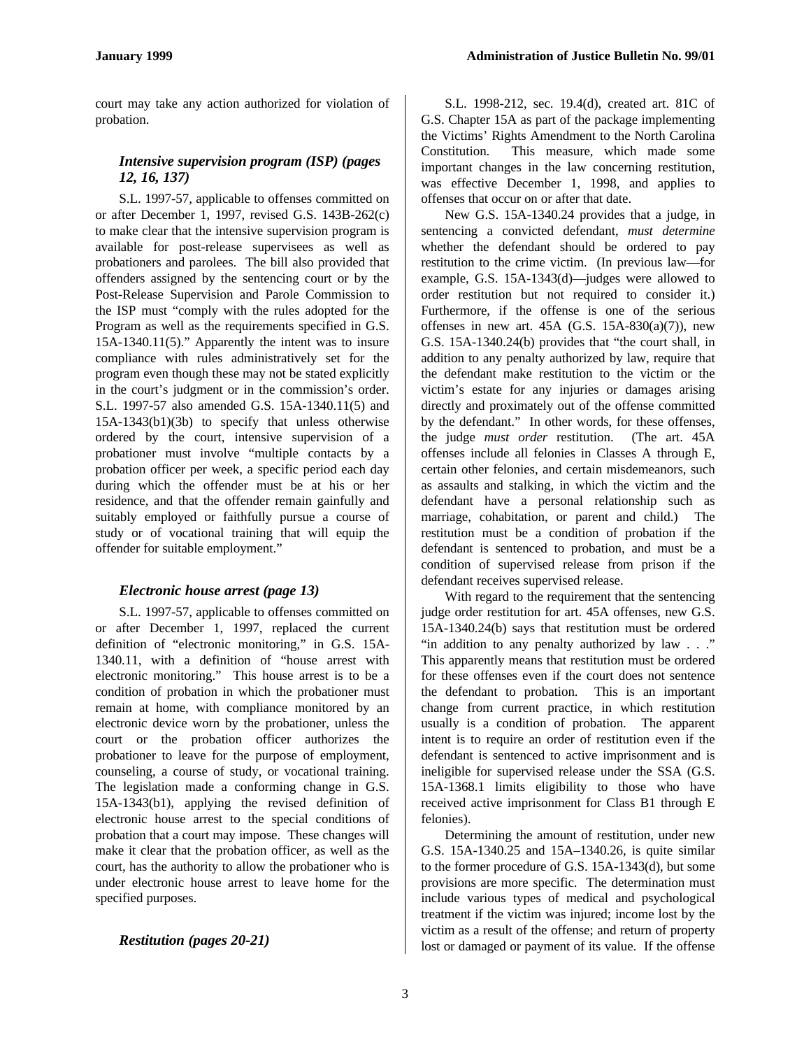court may take any action authorized for violation of probation.

### *Intensive supervision program (ISP) (pages 12, 16, 137)*

S.L. 1997-57, applicable to offenses committed on or after December 1, 1997, revised G.S. 143B-262(c) to make clear that the intensive supervision program is available for post-release supervisees as well as probationers and parolees. The bill also provided that offenders assigned by the sentencing court or by the Post-Release Supervision and Parole Commission to the ISP must "comply with the rules adopted for the Program as well as the requirements specified in G.S. 15A-1340.11(5)." Apparently the intent was to insure compliance with rules administratively set for the program even though these may not be stated explicitly in the court's judgment or in the commission's order. S.L. 1997-57 also amended G.S. 15A-1340.11(5) and 15A-1343(b1)(3b) to specify that unless otherwise ordered by the court, intensive supervision of a probationer must involve "multiple contacts by a probation officer per week, a specific period each day during which the offender must be at his or her residence, and that the offender remain gainfully and suitably employed or faithfully pursue a course of study or of vocational training that will equip the offender for suitable employment."

### *Electronic house arrest (page 13)*

S.L. 1997-57, applicable to offenses committed on or after December 1, 1997, replaced the current definition of "electronic monitoring," in G.S. 15A-1340.11, with a definition of "house arrest with electronic monitoring." This house arrest is to be a condition of probation in which the probationer must remain at home, with compliance monitored by an electronic device worn by the probationer, unless the court or the probation officer authorizes the probationer to leave for the purpose of employment, counseling, a course of study, or vocational training. The legislation made a conforming change in G.S. 15A-1343(b1), applying the revised definition of electronic house arrest to the special conditions of probation that a court may impose. These changes will make it clear that the probation officer, as well as the court, has the authority to allow the probationer who is under electronic house arrest to leave home for the specified purposes.

### *Restitution (pages 20-21)*

S.L. 1998-212, sec. 19.4(d), created art. 81C of G.S. Chapter 15A as part of the package implementing the Victims' Rights Amendment to the North Carolina Constitution. This measure, which made some important changes in the law concerning restitution, was effective December 1, 1998, and applies to offenses that occur on or after that date.

New G.S. 15A-1340.24 provides that a judge, in sentencing a convicted defendant, *must determine* whether the defendant should be ordered to pay restitution to the crime victim. (In previous law—for example, G.S. 15A-1343(d)—judges were allowed to order restitution but not required to consider it.) Furthermore, if the offense is one of the serious offenses in new art. 45A (G.S. 15A-830(a)(7)), new G.S. 15A-1340.24(b) provides that "the court shall, in addition to any penalty authorized by law, require that the defendant make restitution to the victim or the victim's estate for any injuries or damages arising directly and proximately out of the offense committed by the defendant." In other words, for these offenses, the judge *must order* restitution. (The art. 45A offenses include all felonies in Classes A through E, certain other felonies, and certain misdemeanors, such as assaults and stalking, in which the victim and the defendant have a personal relationship such as marriage, cohabitation, or parent and child.) The restitution must be a condition of probation if the defendant is sentenced to probation, and must be a condition of supervised release from prison if the defendant receives supervised release.

With regard to the requirement that the sentencing judge order restitution for art. 45A offenses, new G.S. 15A-1340.24(b) says that restitution must be ordered "in addition to any penalty authorized by law . . ." This apparently means that restitution must be ordered for these offenses even if the court does not sentence the defendant to probation. This is an important change from current practice, in which restitution usually is a condition of probation. The apparent intent is to require an order of restitution even if the defendant is sentenced to active imprisonment and is ineligible for supervised release under the SSA (G.S. 15A-1368.1 limits eligibility to those who have received active imprisonment for Class B1 through E felonies).

Determining the amount of restitution, under new G.S. 15A-1340.25 and 15A–1340.26, is quite similar to the former procedure of G.S. 15A-1343(d), but some provisions are more specific. The determination must include various types of medical and psychological treatment if the victim was injured; income lost by the victim as a result of the offense; and return of property lost or damaged or payment of its value. If the offense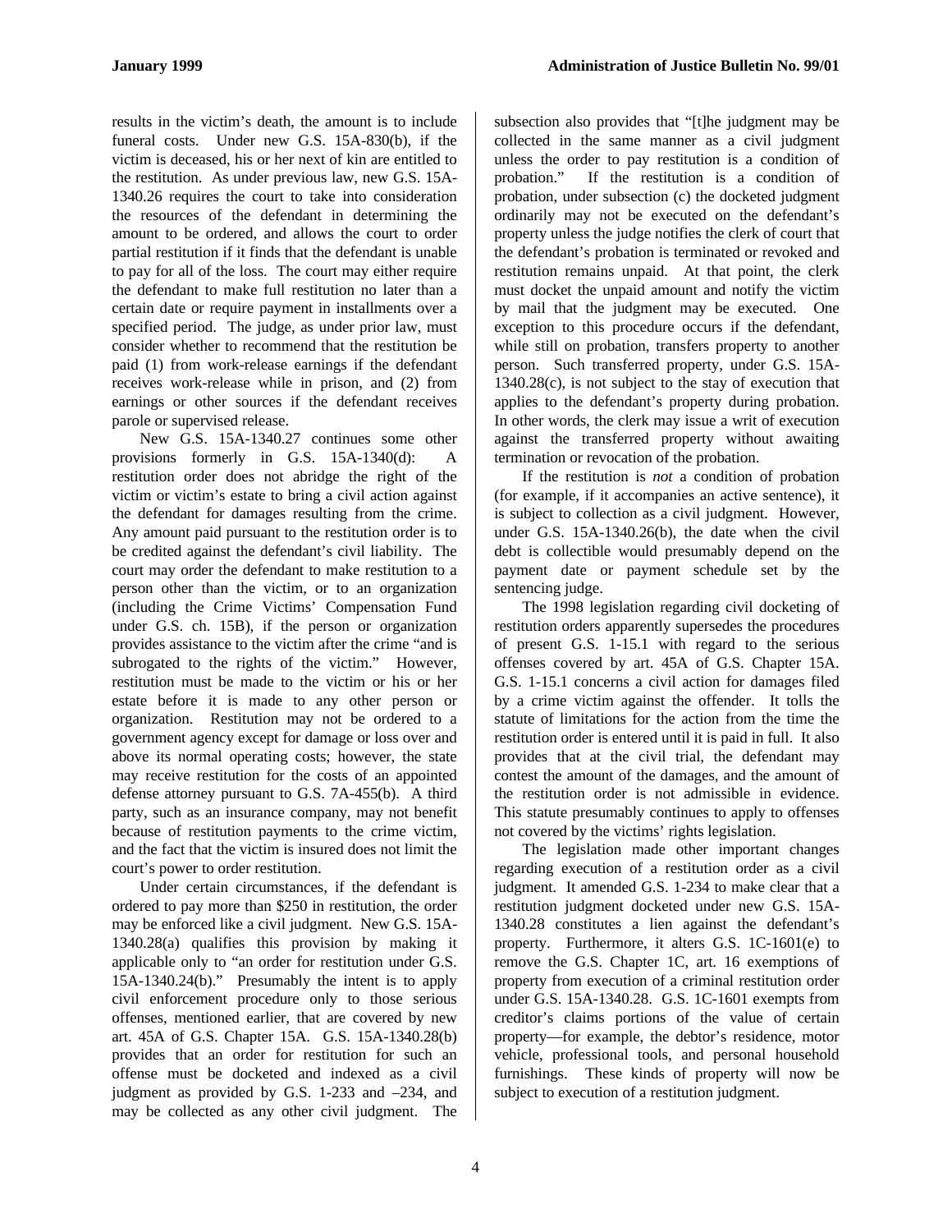results in the victim's death, the amount is to include funeral costs. Under new G.S. 15A-830(b), if the victim is deceased, his or her next of kin are entitled to the restitution. As under previous law, new G.S. 15A-1340.26 requires the court to take into consideration the resources of the defendant in determining the amount to be ordered, and allows the court to order partial restitution if it finds that the defendant is unable to pay for all of the loss. The court may either require the defendant to make full restitution no later than a certain date or require payment in installments over a specified period. The judge, as under prior law, must consider whether to recommend that the restitution be paid (1) from work-release earnings if the defendant receives work-release while in prison, and (2) from earnings or other sources if the defendant receives parole or supervised release.

New G.S. 15A-1340.27 continues some other provisions formerly in G.S. 15A-1340(d): A restitution order does not abridge the right of the victim or victim's estate to bring a civil action against the defendant for damages resulting from the crime. Any amount paid pursuant to the restitution order is to be credited against the defendant's civil liability. The court may order the defendant to make restitution to a person other than the victim, or to an organization (including the Crime Victims' Compensation Fund under G.S. ch. 15B), if the person or organization provides assistance to the victim after the crime "and is subrogated to the rights of the victim." However, restitution must be made to the victim or his or her estate before it is made to any other person or organization. Restitution may not be ordered to a government agency except for damage or loss over and above its normal operating costs; however, the state may receive restitution for the costs of an appointed defense attorney pursuant to G.S. 7A-455(b). A third party, such as an insurance company, may not benefit because of restitution payments to the crime victim, and the fact that the victim is insured does not limit the court's power to order restitution.

Under certain circumstances, if the defendant is ordered to pay more than $250 in restitution, the order may be enforced like a civil judgment. New G.S. 15A-1340.28(a) qualifies this provision by making it applicable only to "an order for restitution under G.S. 15A-1340.24(b)." Presumably the intent is to apply civil enforcement procedure only to those serious offenses, mentioned earlier, that are covered by new art. 45A of G.S. Chapter 15A. G.S. 15A-1340.28(b) provides that an order for restitution for such an offense must be docketed and indexed as a civil judgment as provided by G.S. 1-233 and –234, and may be collected as any other civil judgment. The subsection also provides that "[t]he judgment may be collected in the same manner as a civil judgment unless the order to pay restitution is a condition of probation." If the restitution is a condition of probation, under subsection (c) the docketed judgment ordinarily may not be executed on the defendant's property unless the judge notifies the clerk of court that the defendant's probation is terminated or revoked and restitution remains unpaid. At that point, the clerk must docket the unpaid amount and notify the victim by mail that the judgment may be executed. One exception to this procedure occurs if the defendant, while still on probation, transfers property to another person. Such transferred property, under G.S. 15A-1340.28(c), is not subject to the stay of execution that applies to the defendant's property during probation. In other words, the clerk may issue a writ of execution against the transferred property without awaiting termination or revocation of the probation.

If the restitution is *not* a condition of probation (for example, if it accompanies an active sentence), it is subject to collection as a civil judgment. However, under G.S. 15A-1340.26(b), the date when the civil debt is collectible would presumably depend on the payment date or payment schedule set by the sentencing judge.

The 1998 legislation regarding civil docketing of restitution orders apparently supersedes the procedures of present G.S. 1-15.1 with regard to the serious offenses covered by art. 45A of G.S. Chapter 15A. G.S. 1-15.1 concerns a civil action for damages filed by a crime victim against the offender. It tolls the statute of limitations for the action from the time the restitution order is entered until it is paid in full. It also provides that at the civil trial, the defendant may contest the amount of the damages, and the amount of the restitution order is not admissible in evidence. This statute presumably continues to apply to offenses not covered by the victims' rights legislation.

The legislation made other important changes regarding execution of a restitution order as a civil judgment. It amended G.S. 1-234 to make clear that a restitution judgment docketed under new G.S. 15A-1340.28 constitutes a lien against the defendant's property. Furthermore, it alters G.S. 1C-1601(e) to remove the G.S. Chapter 1C, art. 16 exemptions of property from execution of a criminal restitution order under G.S. 15A-1340.28. G.S. 1C-1601 exempts from creditor's claims portions of the value of certain property—for example, the debtor's residence, motor vehicle, professional tools, and personal household furnishings. These kinds of property will now be subject to execution of a restitution judgment.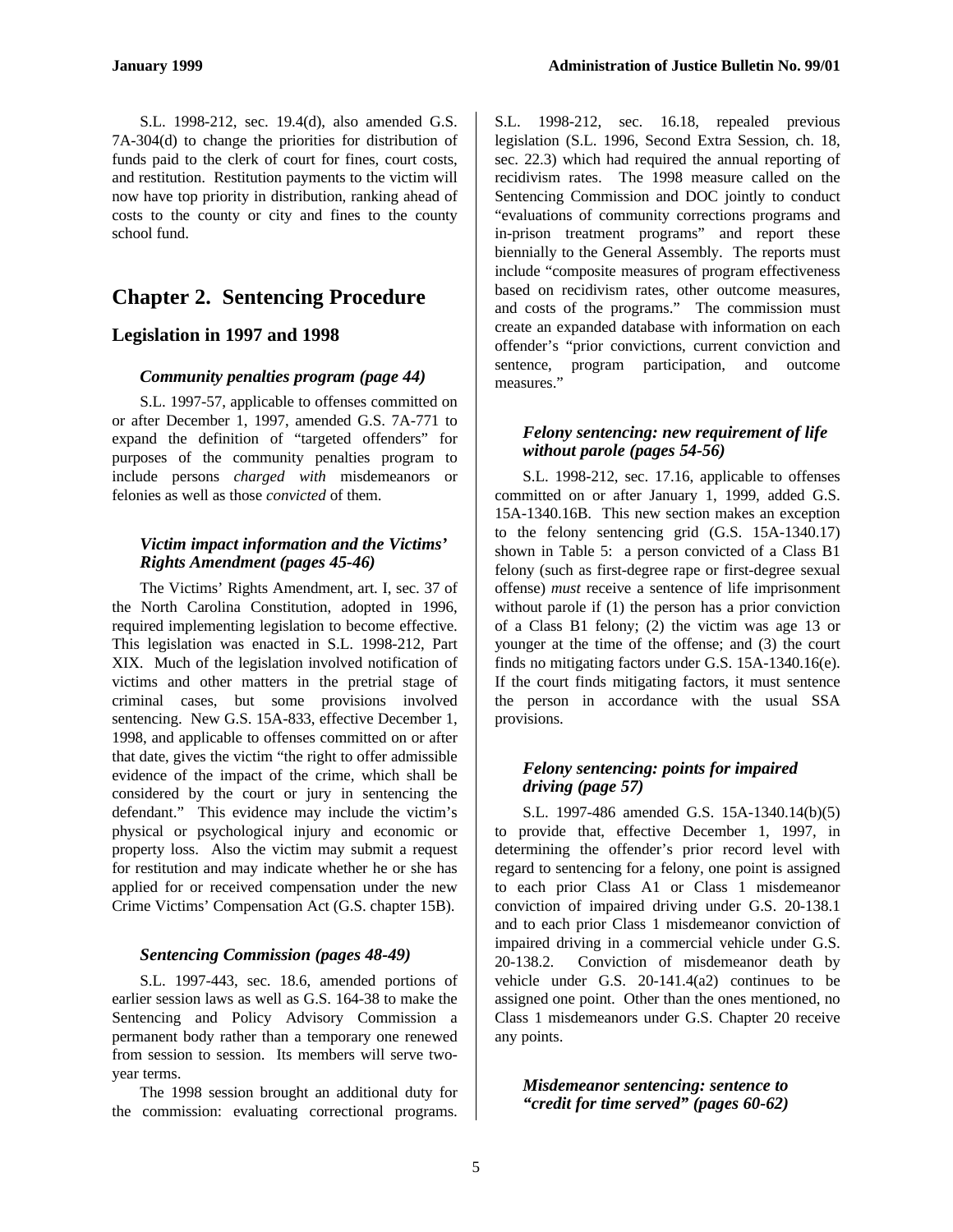S.L. 1998-212, sec. 19.4(d), also amended G.S. 7A-304(d) to change the priorities for distribution of funds paid to the clerk of court for fines, court costs, and restitution. Restitution payments to the victim will now have top priority in distribution, ranking ahead of costs to the county or city and fines to the county school fund.

# Chapter 2. Sentencing Procedure

## Legislation in 1997 and 1998

### *Community penalties program (page 44)*

S.L. 1997-57, applicable to offenses committed on or after December 1, 1997, amended G.S. 7A-771 to expand the definition of "targeted offenders" for purposes of the community penalties program to include persons *charged with* misdemeanors or felonies as well as those *convicted* of them.

### *Victim impact information and the Victims' Rights Amendment (pages 45-46)*

The Victims' Rights Amendment, art. I, sec. 37 of the North Carolina Constitution, adopted in 1996, required implementing legislation to become effective. This legislation was enacted in S.L. 1998-212, Part XIX. Much of the legislation involved notification of victims and other matters in the pretrial stage of criminal cases, but some provisions involved sentencing. New G.S. 15A-833, effective December 1, 1998, and applicable to offenses committed on or after that date, gives the victim "the right to offer admissible evidence of the impact of the crime, which shall be considered by the court or jury in sentencing the defendant." This evidence may include the victim's physical or psychological injury and economic or property loss. Also the victim may submit a request for restitution and may indicate whether he or she has applied for or received compensation under the new Crime Victims' Compensation Act (G.S. chapter 15B).

### *Sentencing Commission (pages 48-49)*

S.L. 1997-443, sec. 18.6, amended portions of earlier session laws as well as G.S. 164-38 to make the Sentencing and Policy Advisory Commission a permanent body rather than a temporary one renewed from session to session. Its members will serve two-year terms.

The 1998 session brought an additional duty for the commission: evaluating correctional programs. S.L. 1998-212, sec. 16.18, repealed previous legislation (S.L. 1996, Second Extra Session, ch. 18, sec. 22.3) which had required the annual reporting of recidivism rates. The 1998 measure called on the Sentencing Commission and DOC jointly to conduct "evaluations of community corrections programs and in-prison treatment programs" and report these biennially to the General Assembly. The reports must include "composite measures of program effectiveness based on recidivism rates, other outcome measures, and costs of the programs." The commission must create an expanded database with information on each offender's "prior convictions, current conviction and sentence, program participation, and outcome measures."

### *Felony sentencing: new requirement of life without parole (pages 54-56)*

S.L. 1998-212, sec. 17.16, applicable to offenses committed on or after January 1, 1999, added G.S. 15A-1340.16B. This new section makes an exception to the felony sentencing grid (G.S. 15A-1340.17) shown in Table 5: a person convicted of a Class B1 felony (such as first-degree rape or first-degree sexual offense) *must* receive a sentence of life imprisonment without parole if (1) the person has a prior conviction of a Class B1 felony; (2) the victim was age 13 or younger at the time of the offense; and (3) the court finds no mitigating factors under G.S. 15A-1340.16(e). If the court finds mitigating factors, it must sentence the person in accordance with the usual SSA provisions.

### *Felony sentencing: points for impaired driving (page 57)*

S.L. 1997-486 amended G.S. 15A-1340.14(b)(5) to provide that, effective December 1, 1997, in determining the offender's prior record level with regard to sentencing for a felony, one point is assigned to each prior Class A1 or Class 1 misdemeanor conviction of impaired driving under G.S. 20-138.1 and to each prior Class 1 misdemeanor conviction of impaired driving in a commercial vehicle under G.S. 20-138.2. Conviction of misdemeanor death by vehicle under G.S. 20-141.4(a2) continues to be assigned one point. Other than the ones mentioned, no Class 1 misdemeanors under G.S. Chapter 20 receive any points.

### *Misdemeanor sentencing: sentence to "credit for time served" (pages 60-62)*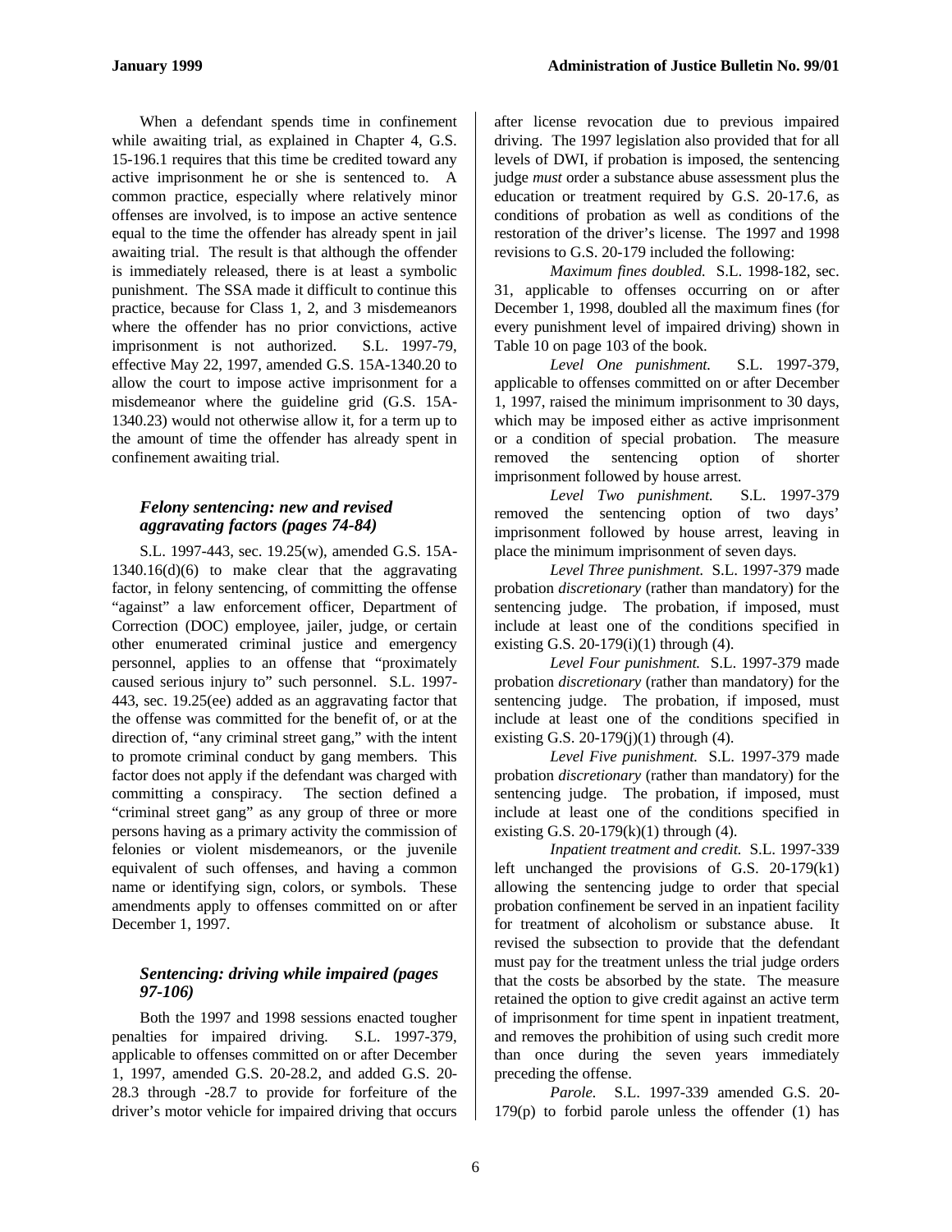When a defendant spends time in confinement while awaiting trial, as explained in Chapter 4, G.S. 15-196.1 requires that this time be credited toward any active imprisonment he or she is sentenced to. A common practice, especially where relatively minor offenses are involved, is to impose an active sentence equal to the time the offender has already spent in jail awaiting trial. The result is that although the offender is immediately released, there is at least a symbolic punishment. The SSA made it difficult to continue this practice, because for Class 1, 2, and 3 misdemeanors where the offender has no prior convictions, active imprisonment is not authorized. S.L. 1997-79, effective May 22, 1997, amended G.S. 15A-1340.20 to allow the court to impose active imprisonment for a misdemeanor where the guideline grid (G.S. 15A-1340.23) would not otherwise allow it, for a term up to the amount of time the offender has already spent in confinement awaiting trial.

### *Felony sentencing: new and revised aggravating factors (pages 74-84)*

S.L. 1997-443, sec. 19.25(w), amended G.S. 15A-1340.16(d)(6) to make clear that the aggravating factor, in felony sentencing, of committing the offense "against" a law enforcement officer, Department of Correction (DOC) employee, jailer, judge, or certain other enumerated criminal justice and emergency personnel, applies to an offense that "proximately caused serious injury to" such personnel. S.L. 1997-443, sec. 19.25(ee) added as an aggravating factor that the offense was committed for the benefit of, or at the direction of, "any criminal street gang," with the intent to promote criminal conduct by gang members. This factor does not apply if the defendant was charged with committing a conspiracy. The section defined a "criminal street gang" as any group of three or more persons having as a primary activity the commission of felonies or violent misdemeanors, or the juvenile equivalent of such offenses, and having a common name or identifying sign, colors, or symbols. These amendments apply to offenses committed on or after December 1, 1997.

### *Sentencing: driving while impaired (pages 97-106)*

Both the 1997 and 1998 sessions enacted tougher penalties for impaired driving. S.L. 1997-379, applicable to offenses committed on or after December 1, 1997, amended G.S. 20-28.2, and added G.S. 20-28.3 through -28.7 to provide for forfeiture of the driver's motor vehicle for impaired driving that occurs after license revocation due to previous impaired driving. The 1997 legislation also provided that for all levels of DWI, if probation is imposed, the sentencing judge *must* order a substance abuse assessment plus the education or treatment required by G.S. 20-17.6, as conditions of probation as well as conditions of the restoration of the driver's license. The 1997 and 1998 revisions to G.S. 20-179 included the following:

*Maximum fines doubled.* S.L. 1998-182, sec. 31, applicable to offenses occurring on or after December 1, 1998, doubled all the maximum fines (for every punishment level of impaired driving) shown in Table 10 on page 103 of the book.

*Level One punishment.* S.L. 1997-379, applicable to offenses committed on or after December 1, 1997, raised the minimum imprisonment to 30 days, which may be imposed either as active imprisonment or a condition of special probation. The measure removed the sentencing option of shorter imprisonment followed by house arrest.

*Level Two punishment.* S.L. 1997-379 removed the sentencing option of two days' imprisonment followed by house arrest, leaving in place the minimum imprisonment of seven days.

*Level Three punishment.* S.L. 1997-379 made probation *discretionary* (rather than mandatory) for the sentencing judge. The probation, if imposed, must include at least one of the conditions specified in existing G.S. 20-179(i)(1) through (4).

*Level Four punishment.* S.L. 1997-379 made probation *discretionary* (rather than mandatory) for the sentencing judge. The probation, if imposed, must include at least one of the conditions specified in existing G.S. 20-179(j)(1) through (4).

*Level Five punishment.* S.L. 1997-379 made probation *discretionary* (rather than mandatory) for the sentencing judge. The probation, if imposed, must include at least one of the conditions specified in existing G.S. 20-179(k)(1) through (4).

*Inpatient treatment and credit.* S.L. 1997-339 left unchanged the provisions of G.S. 20-179(k1) allowing the sentencing judge to order that special probation confinement be served in an inpatient facility for treatment of alcoholism or substance abuse. It revised the subsection to provide that the defendant must pay for the treatment unless the trial judge orders that the costs be absorbed by the state. The measure retained the option to give credit against an active term of imprisonment for time spent in inpatient treatment, and removes the prohibition of using such credit more than once during the seven years immediately preceding the offense.

*Parole.* S.L. 1997-339 amended G.S. 20-179(p) to forbid parole unless the offender (1) has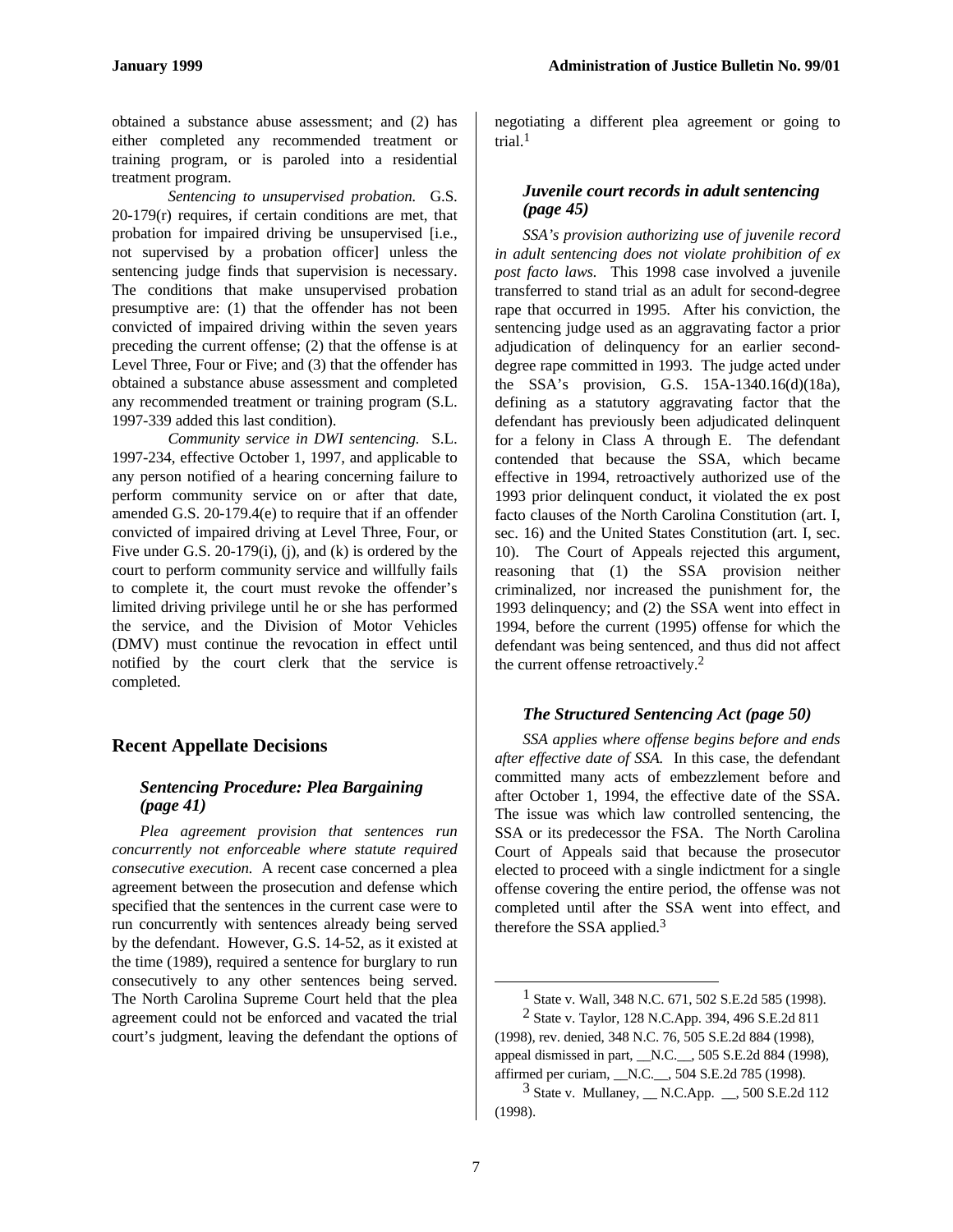obtained a substance abuse assessment; and (2) has either completed any recommended treatment or training program, or is paroled into a residential treatment program.

*Sentencing to unsupervised probation.* G.S. 20-179(r) requires, if certain conditions are met, that probation for impaired driving be unsupervised [i.e., not supervised by a probation officer] unless the sentencing judge finds that supervision is necessary. The conditions that make unsupervised probation presumptive are: (1) that the offender has not been convicted of impaired driving within the seven years preceding the current offense; (2) that the offense is at Level Three, Four or Five; and (3) that the offender has obtained a substance abuse assessment and completed any recommended treatment or training program (S.L. 1997-339 added this last condition).

*Community service in DWI sentencing.* S.L. 1997-234, effective October 1, 1997, and applicable to any person notified of a hearing concerning failure to perform community service on or after that date, amended G.S. 20-179.4(e) to require that if an offender convicted of impaired driving at Level Three, Four, or Five under G.S. 20-179(i), (j), and (k) is ordered by the court to perform community service and willfully fails to complete it, the court must revoke the offender's limited driving privilege until he or she has performed the service, and the Division of Motor Vehicles (DMV) must continue the revocation in effect until notified by the court clerk that the service is completed.

## Recent Appellate Decisions

### *Sentencing Procedure: Plea Bargaining (page 41)*

*Plea agreement provision that sentences run concurrently not enforceable where statute required consecutive execution.* A recent case concerned a plea agreement between the prosecution and defense which specified that the sentences in the current case were to run concurrently with sentences already being served by the defendant. However, G.S. 14-52, as it existed at the time (1989), required a sentence for burglary to run consecutively to any other sentences being served. The North Carolina Supreme Court held that the plea agreement could not be enforced and vacated the trial court's judgment, leaving the defendant the options of negotiating a different plea agreement or going to trial.[1]

### *Juvenile court records in adult sentencing (page 45)*

*SSA's provision authorizing use of juvenile record in adult sentencing does not violate prohibition of ex post facto laws.* This 1998 case involved a juvenile transferred to stand trial as an adult for second-degree rape that occurred in 1995. After his conviction, the sentencing judge used as an aggravating factor a prior adjudication of delinquency for an earlier second-degree rape committed in 1993. The judge acted under the SSA's provision, G.S. 15A-1340.16(d)(18a), defining as a statutory aggravating factor that the defendant has previously been adjudicated delinquent for a felony in Class A through E. The defendant contended that because the SSA, which became effective in 1994, retroactively authorized use of the 1993 prior delinquent conduct, it violated the ex post facto clauses of the North Carolina Constitution (art. I, sec. 16) and the United States Constitution (art. I, sec. 10). The Court of Appeals rejected this argument, reasoning that (1) the SSA provision neither criminalized, nor increased the punishment for, the 1993 delinquency; and (2) the SSA went into effect in 1994, before the current (1995) offense for which the defendant was being sentenced, and thus did not affect the current offense retroactively.[2]

### *The Structured Sentencing Act (page 50)*

*SSA applies where offense begins before and ends after effective date of SSA.* In this case, the defendant committed many acts of embezzlement before and after October 1, 1994, the effective date of the SSA. The issue was which law controlled sentencing, the SSA or its predecessor the FSA. The North Carolina Court of Appeals said that because the prosecutor elected to proceed with a single indictment for a single offense covering the entire period, the offense was not completed until after the SSA went into effect, and therefore the SSA applied.[3]

---

[1] State v. Wall, 348 N.C. 671, 502 S.E.2d 585 (1998).

[2] State v. Taylor, 128 N.C.App. 394, 496 S.E.2d 811 (1998), rev. denied, 348 N.C. 76, 505 S.E.2d 884 (1998), appeal dismissed in part, __N.C.__, 505 S.E.2d 884 (1998), affirmed per curiam, __N.C.__, 504 S.E.2d 785 (1998).

[3] State v. Mullaney, __ N.C.App. __, 500 S.E.2d 112 (1998).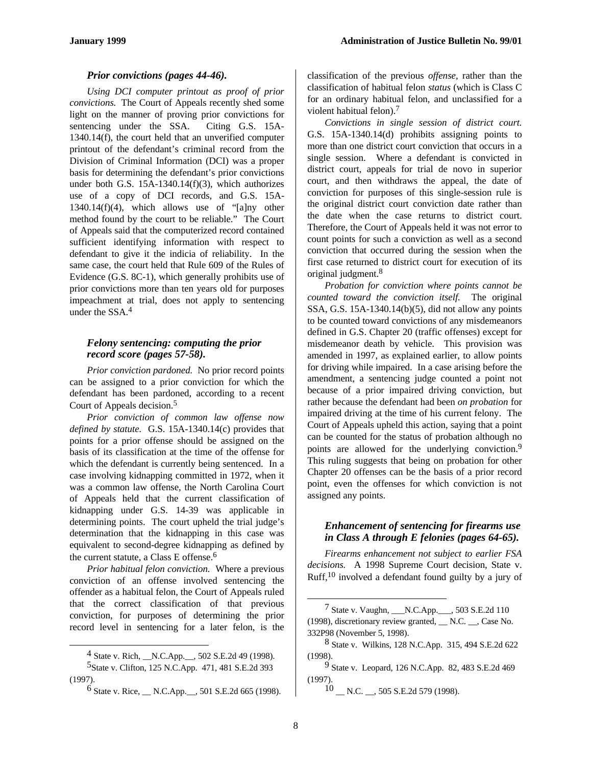### *Prior convictions (pages 44-46).*

*Using DCI computer printout as proof of prior convictions.* The Court of Appeals recently shed some light on the manner of proving prior convictions for sentencing under the SSA. Citing G.S. 15A-1340.14(f), the court held that an unverified computer printout of the defendant's criminal record from the Division of Criminal Information (DCI) was a proper basis for determining the defendant's prior convictions under both G.S. 15A-1340.14(f)(3), which authorizes use of a copy of DCI records, and G.S. 15A-1340.14(f)(4), which allows use of "[a]ny other method found by the court to be reliable." The Court of Appeals said that the computerized record contained sufficient identifying information with respect to defendant to give it the indicia of reliability. In the same case, the court held that Rule 609 of the Rules of Evidence (G.S. 8C-1), which generally prohibits use of prior convictions more than ten years old for purposes impeachment at trial, does not apply to sentencing under the SSA.[4]

### *Felony sentencing: computing the prior record score (pages 57-58).*

*Prior conviction pardoned.* No prior record points can be assigned to a prior conviction for which the defendant has been pardoned, according to a recent Court of Appeals decision.[5]

*Prior conviction of common law offense now defined by statute.* G.S. 15A-1340.14(c) provides that points for a prior offense should be assigned on the basis of its classification at the time of the offense for which the defendant is currently being sentenced. In a case involving kidnapping committed in 1972, when it was a common law offense, the North Carolina Court of Appeals held that the current classification of kidnapping under G.S. 14-39 was applicable in determining points. The court upheld the trial judge's determination that the kidnapping in this case was equivalent to second-degree kidnapping as defined by the current statute, a Class E offense.[6]

*Prior habitual felon conviction.* Where a previous conviction of an offense involved sentencing the offender as a habitual felon, the Court of Appeals ruled that the correct classification of that previous conviction, for purposes of determining the prior record level in sentencing for a later felon, is the classification of the previous *offense*, rather than the classification of habitual felon *status* (which is Class C for an ordinary habitual felon, and unclassified for a violent habitual felon).[7]

*Convictions in single session of district court.* G.S. 15A-1340.14(d) prohibits assigning points to more than one district court conviction that occurs in a single session. Where a defendant is convicted in district court, appeals for trial de novo in superior court, and then withdraws the appeal, the date of conviction for purposes of this single-session rule is the original district court conviction date rather than the date when the case returns to district court. Therefore, the Court of Appeals held it was not error to count points for such a conviction as well as a second conviction that occurred during the session when the first case returned to district court for execution of its original judgment.[8]

*Probation for conviction where points cannot be counted toward the conviction itself.* The original SSA, G.S. 15A-1340.14(b)(5), did not allow any points to be counted toward convictions of any misdemeanors defined in G.S. Chapter 20 (traffic offenses) except for misdemeanor death by vehicle. This provision was amended in 1997, as explained earlier, to allow points for driving while impaired. In a case arising before the amendment, a sentencing judge counted a point not because of a prior impaired driving conviction, but rather because the defendant had been *on probation* for impaired driving at the time of his current felony. The Court of Appeals upheld this action, saying that a point can be counted for the status of probation although no points are allowed for the underlying conviction.[9] This ruling suggests that being on probation for other Chapter 20 offenses can be the basis of a prior record point, even the offenses for which conviction is not assigned any points.

### *Enhancement of sentencing for firearms use in Class A through E felonies (pages 64-65).*

*Firearms enhancement not subject to earlier FSA decisions.* A 1998 Supreme Court decision, State v. Ruff,[10] involved a defendant found guilty by a jury of

---

[4] State v. Rich, __N.C.App.__, 502 S.E.2d 49 (1998).

[5] State v. Clifton, 125 N.C.App. 471, 481 S.E.2d 393 (1997).

[6] State v. Rice, __ N.C.App.__, 501 S.E.2d 665 (1998).

[7] State v. Vaughn, ___N.C.App.___, 503 S.E.2d 110 (1998), discretionary review granted, __ N.C. __, Case No. 332P98 (November 5, 1998).

[8] State v. Wilkins, 128 N.C.App. 315, 494 S.E.2d 622 (1998).

[9] State v. Leopard, 126 N.C.App. 82, 483 S.E.2d 469 (1997).

[10] __ N.C. __, 505 S.E.2d 579 (1998).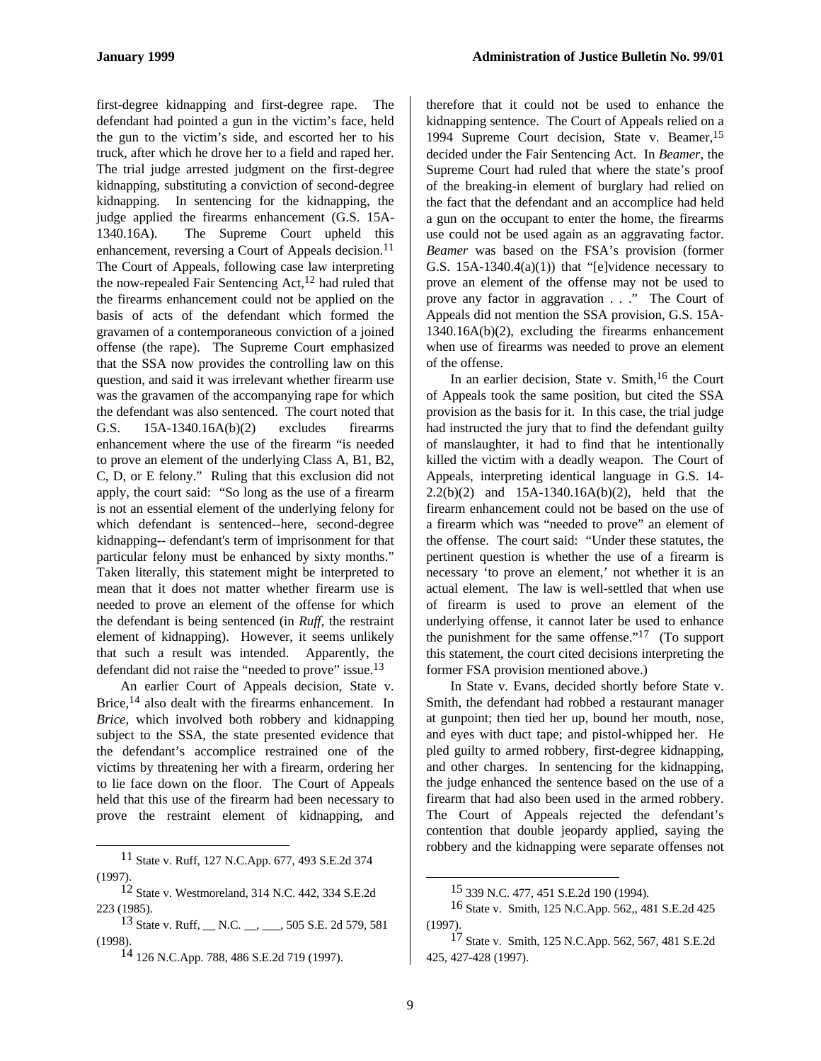first-degree kidnapping and first-degree rape. The defendant had pointed a gun in the victim's face, held the gun to the victim's side, and escorted her to his truck, after which he drove her to a field and raped her. The trial judge arrested judgment on the first-degree kidnapping, substituting a conviction of second-degree kidnapping. In sentencing for the kidnapping, the judge applied the firearms enhancement (G.S. 15A-1340.16A). The Supreme Court upheld this enhancement, reversing a Court of Appeals decision.[11] The Court of Appeals, following case law interpreting the now-repealed Fair Sentencing Act,[12] had ruled that the firearms enhancement could not be applied on the basis of acts of the defendant which formed the gravamen of a contemporaneous conviction of a joined offense (the rape). The Supreme Court emphasized that the SSA now provides the controlling law on this question, and said it was irrelevant whether firearm use was the gravamen of the accompanying rape for which the defendant was also sentenced. The court noted that G.S. 15A-1340.16A(b)(2) excludes firearms enhancement where the use of the firearm "is needed to prove an element of the underlying Class A, B1, B2, C, D, or E felony." Ruling that this exclusion did not apply, the court said: "So long as the use of a firearm is not an essential element of the underlying felony for which defendant is sentenced--here, second-degree kidnapping-- defendant's term of imprisonment for that particular felony must be enhanced by sixty months." Taken literally, this statement might be interpreted to mean that it does not matter whether firearm use is needed to prove an element of the offense for which the defendant is being sentenced (in *Ruff*, the restraint element of kidnapping). However, it seems unlikely that such a result was intended. Apparently, the defendant did not raise the "needed to prove" issue.[13]

An earlier Court of Appeals decision, State v. Brice,[14] also dealt with the firearms enhancement. In *Brice*, which involved both robbery and kidnapping subject to the SSA, the state presented evidence that the defendant's accomplice restrained one of the victims by threatening her with a firearm, ordering her to lie face down on the floor. The Court of Appeals held that this use of the firearm had been necessary to prove the restraint element of kidnapping, and therefore that it could not be used to enhance the kidnapping sentence. The Court of Appeals relied on a 1994 Supreme Court decision, State v. Beamer,[15] decided under the Fair Sentencing Act. In *Beamer*, the Supreme Court had ruled that where the state's proof of the breaking-in element of burglary had relied on the fact that the defendant and an accomplice had held a gun on the occupant to enter the home, the firearms use could not be used again as an aggravating factor. *Beamer* was based on the FSA's provision (former G.S. 15A-1340.4(a)(1)) that "[e]vidence necessary to prove an element of the offense may not be used to prove any factor in aggravation . . ." The Court of Appeals did not mention the SSA provision, G.S. 15A-1340.16A(b)(2), excluding the firearms enhancement when use of firearms was needed to prove an element of the offense.

In an earlier decision, State v. Smith,[16] the Court of Appeals took the same position, but cited the SSA provision as the basis for it. In this case, the trial judge had instructed the jury that to find the defendant guilty of manslaughter, it had to find that he intentionally killed the victim with a deadly weapon. The Court of Appeals, interpreting identical language in G.S. 14-2.2(b)(2) and 15A-1340.16A(b)(2), held that the firearm enhancement could not be based on the use of a firearm which was "needed to prove" an element of the offense. The court said: "Under these statutes, the pertinent question is whether the use of a firearm is necessary 'to prove an element,' not whether it is an actual element. The law is well-settled that when use of firearm is used to prove an element of the underlying offense, it cannot later be used to enhance the punishment for the same offense."[17] (To support this statement, the court cited decisions interpreting the former FSA provision mentioned above.)

In State v. Evans, decided shortly before State v. Smith, the defendant had robbed a restaurant manager at gunpoint; then tied her up, bound her mouth, nose, and eyes with duct tape; and pistol-whipped her. He pled guilty to armed robbery, first-degree kidnapping, and other charges. In sentencing for the kidnapping, the judge enhanced the sentence based on the use of a firearm that had also been used in the armed robbery. The Court of Appeals rejected the defendant's contention that double jeopardy applied, saying the robbery and the kidnapping were separate offenses not

---

[11] State v. Ruff, 127 N.C.App. 677, 493 S.E.2d 374 (1997).

[12] State v. Westmoreland, 314 N.C. 442, 334 S.E.2d 223 (1985).

[13] State v. Ruff, __ N.C. __, ___, 505 S.E. 2d 579, 581 (1998).

[14] 126 N.C.App. 788, 486 S.E.2d 719 (1997).

[15] 339 N.C. 477, 451 S.E.2d 190 (1994).

[16] State v. Smith, 125 N.C.App. 562,, 481 S.E.2d 425 (1997).

[17] State v. Smith, 125 N.C.App. 562, 567, 481 S.E.2d 425, 427-428 (1997).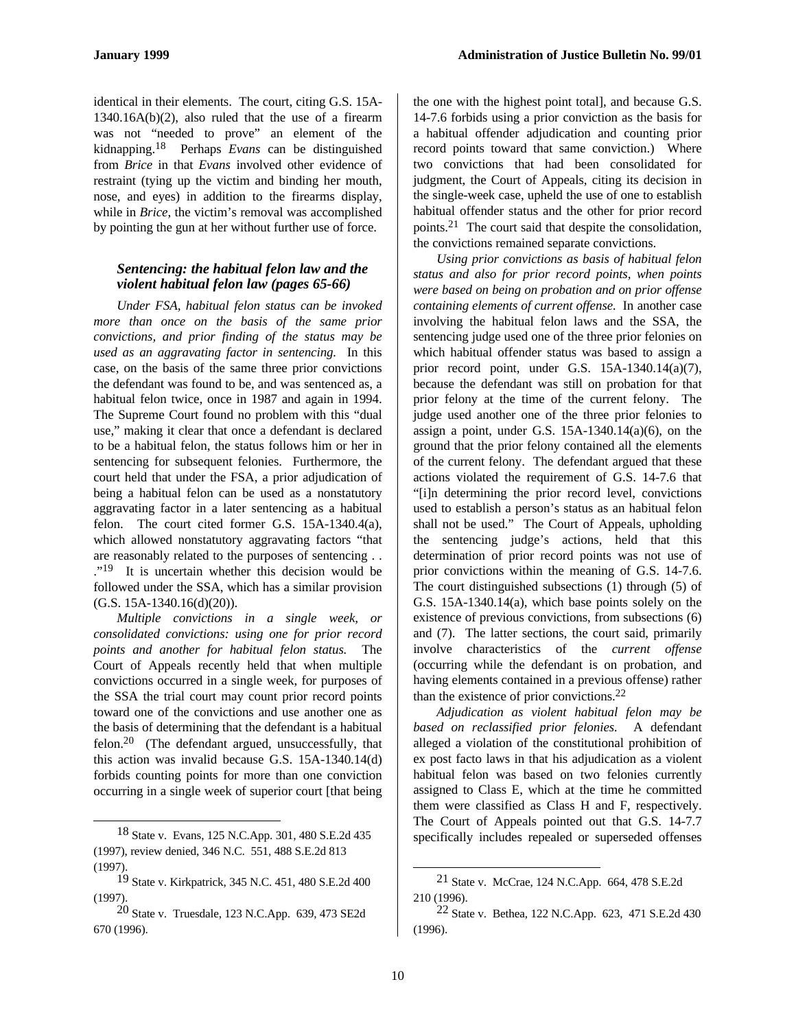identical in their elements. The court, citing G.S. 15A-1340.16A(b)(2), also ruled that the use of a firearm was not "needed to prove" an element of the kidnapping.[18] Perhaps *Evans* can be distinguished from *Brice* in that *Evans* involved other evidence of restraint (tying up the victim and binding her mouth, nose, and eyes) in addition to the firearms display, while in *Brice*, the victim's removal was accomplished by pointing the gun at her without further use of force.

### *Sentencing: the habitual felon law and the violent habitual felon law (pages 65-66)*

*Under FSA, habitual felon status can be invoked more than once on the basis of the same prior convictions, and prior finding of the status may be used as an aggravating factor in sentencing.* In this case, on the basis of the same three prior convictions the defendant was found to be, and was sentenced as, a habitual felon twice, once in 1987 and again in 1994. The Supreme Court found no problem with this "dual use," making it clear that once a defendant is declared to be a habitual felon, the status follows him or her in sentencing for subsequent felonies. Furthermore, the court held that under the FSA, a prior adjudication of being a habitual felon can be used as a nonstatutory aggravating factor in a later sentencing as a habitual felon. The court cited former G.S. 15A-1340.4(a), which allowed nonstatutory aggravating factors "that are reasonably related to the purposes of sentencing . . ."[19] It is uncertain whether this decision would be followed under the SSA, which has a similar provision (G.S. 15A-1340.16(d)(20)).

*Multiple convictions in a single week, or consolidated convictions: using one for prior record points and another for habitual felon status.* The Court of Appeals recently held that when multiple convictions occurred in a single week, for purposes of the SSA the trial court may count prior record points toward one of the convictions and use another one as the basis of determining that the defendant is a habitual felon.[20] (The defendant argued, unsuccessfully, that this action was invalid because G.S. 15A-1340.14(d) forbids counting points for more than one conviction occurring in a single week of superior court [that being the one with the highest point total], and because G.S. 14-7.6 forbids using a prior conviction as the basis for a habitual offender adjudication and counting prior record points toward that same conviction.) Where two convictions that had been consolidated for judgment, the Court of Appeals, citing its decision in the single-week case, upheld the use of one to establish habitual offender status and the other for prior record points.[21] The court said that despite the consolidation, the convictions remained separate convictions.

*Using prior convictions as basis of habitual felon status and also for prior record points, when points were based on being on probation and on prior offense containing elements of current offense.* In another case involving the habitual felon laws and the SSA, the sentencing judge used one of the three prior felonies on which habitual offender status was based to assign a prior record point, under G.S. 15A-1340.14(a)(7), because the defendant was still on probation for that prior felony at the time of the current felony. The judge used another one of the three prior felonies to assign a point, under G.S. 15A-1340.14(a)(6), on the ground that the prior felony contained all the elements of the current felony. The defendant argued that these actions violated the requirement of G.S. 14-7.6 that "[i]n determining the prior record level, convictions used to establish a person's status as an habitual felon shall not be used." The Court of Appeals, upholding the sentencing judge's actions, held that this determination of prior record points was not use of prior convictions within the meaning of G.S. 14-7.6. The court distinguished subsections (1) through (5) of G.S. 15A-1340.14(a), which base points solely on the existence of previous convictions, from subsections (6) and (7). The latter sections, the court said, primarily involve characteristics of the *current offense* (occurring while the defendant is on probation, and having elements contained in a previous offense) rather than the existence of prior convictions.[22]

*Adjudication as violent habitual felon may be based on reclassified prior felonies.* A defendant alleged a violation of the constitutional prohibition of ex post facto laws in that his adjudication as a violent habitual felon was based on two felonies currently assigned to Class E, which at the time he committed them were classified as Class H and F, respectively. The Court of Appeals pointed out that G.S. 14-7.7 specifically includes repealed or superseded offenses

---

[18] State v. Evans, 125 N.C.App. 301, 480 S.E.2d 435 (1997), review denied, 346 N.C. 551, 488 S.E.2d 813 (1997).

[19] State v. Kirkpatrick, 345 N.C. 451, 480 S.E.2d 400 (1997).

[20] State v. Truesdale, 123 N.C.App. 639, 473 SE2d 670 (1996).

[21] State v. McCrae, 124 N.C.App. 664, 478 S.E.2d 210 (1996).

[22] State v. Bethea, 122 N.C.App. 623, 471 S.E.2d 430 (1996).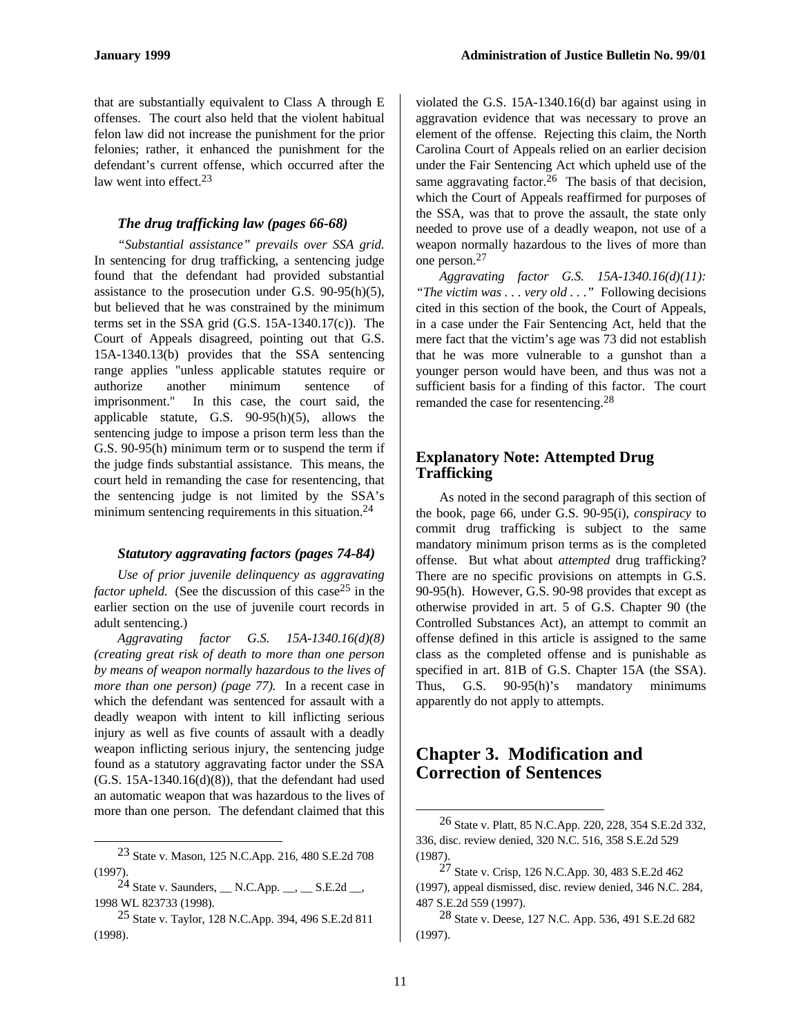that are substantially equivalent to Class A through E offenses. The court also held that the violent habitual felon law did not increase the punishment for the prior felonies; rather, it enhanced the punishment for the defendant's current offense, which occurred after the law went into effect.[23]

### *The drug trafficking law (pages 66-68)*

*"Substantial assistance" prevails over SSA grid.* In sentencing for drug trafficking, a sentencing judge found that the defendant had provided substantial assistance to the prosecution under G.S. 90-95(h)(5), but believed that he was constrained by the minimum terms set in the SSA grid (G.S. 15A-1340.17(c)). The Court of Appeals disagreed, pointing out that G.S. 15A-1340.13(b) provides that the SSA sentencing range applies "unless applicable statutes require or authorize another minimum sentence of imprisonment." In this case, the court said, the applicable statute, G.S. 90-95(h)(5), allows the sentencing judge to impose a prison term less than the G.S. 90-95(h) minimum term or to suspend the term if the judge finds substantial assistance. This means, the court held in remanding the case for resentencing, that the sentencing judge is not limited by the SSA's minimum sentencing requirements in this situation.[24]

### *Statutory aggravating factors (pages 74-84)*

*Use of prior juvenile delinquency as aggravating factor upheld.* (See the discussion of this case[25] in the earlier section on the use of juvenile court records in adult sentencing.)

*Aggravating factor G.S. 15A-1340.16(d)(8) (creating great risk of death to more than one person by means of weapon normally hazardous to the lives of more than one person) (page 77).* In a recent case in which the defendant was sentenced for assault with a deadly weapon with intent to kill inflicting serious injury as well as five counts of assault with a deadly weapon inflicting serious injury, the sentencing judge found as a statutory aggravating factor under the SSA (G.S. 15A-1340.16(d)(8)), that the defendant had used an automatic weapon that was hazardous to the lives of more than one person. The defendant claimed that this violated the G.S. 15A-1340.16(d) bar against using in aggravation evidence that was necessary to prove an element of the offense. Rejecting this claim, the North Carolina Court of Appeals relied on an earlier decision under the Fair Sentencing Act which upheld use of the same aggravating factor.[26] The basis of that decision, which the Court of Appeals reaffirmed for purposes of the SSA, was that to prove the assault, the state only needed to prove use of a deadly weapon, not use of a weapon normally hazardous to the lives of more than one person.[27]

*Aggravating factor G.S. 15A-1340.16(d)(11): "The victim was . . . very old . . ."* Following decisions cited in this section of the book, the Court of Appeals, in a case under the Fair Sentencing Act, held that the mere fact that the victim's age was 73 did not establish that he was more vulnerable to a gunshot than a younger person would have been, and thus was not a sufficient basis for a finding of this factor. The court remanded the case for resentencing.[28]

### Explanatory Note: Attempted Drug Trafficking

As noted in the second paragraph of this section of the book, page 66, under G.S. 90-95(i), *conspiracy* to commit drug trafficking is subject to the same mandatory minimum prison terms as is the completed offense. But what about *attempted* drug trafficking? There are no specific provisions on attempts in G.S. 90-95(h). However, G.S. 90-98 provides that except as otherwise provided in art. 5 of G.S. Chapter 90 (the Controlled Substances Act), an attempt to commit an offense defined in this article is assigned to the same class as the completed offense and is punishable as specified in art. 81B of G.S. Chapter 15A (the SSA). Thus, G.S. 90-95(h)'s mandatory minimums apparently do not apply to attempts.

## Chapter 3. Modification and Correction of Sentences

---

[23] State v. Mason, 125 N.C.App. 216, 480 S.E.2d 708 (1997).

[24] State v. Saunders, __ N.C.App. __, __ S.E.2d __, 1998 WL 823733 (1998).

[25] State v. Taylor, 128 N.C.App. 394, 496 S.E.2d 811 (1998).

[26] State v. Platt, 85 N.C.App. 220, 228, 354 S.E.2d 332, 336, disc. review denied, 320 N.C. 516, 358 S.E.2d 529 (1987).

[27] State v. Crisp, 126 N.C.App. 30, 483 S.E.2d 462 (1997), appeal dismissed, disc. review denied, 346 N.C. 284, 487 S.E.2d 559 (1997).

[28] State v. Deese, 127 N.C. App. 536, 491 S.E.2d 682 (1997).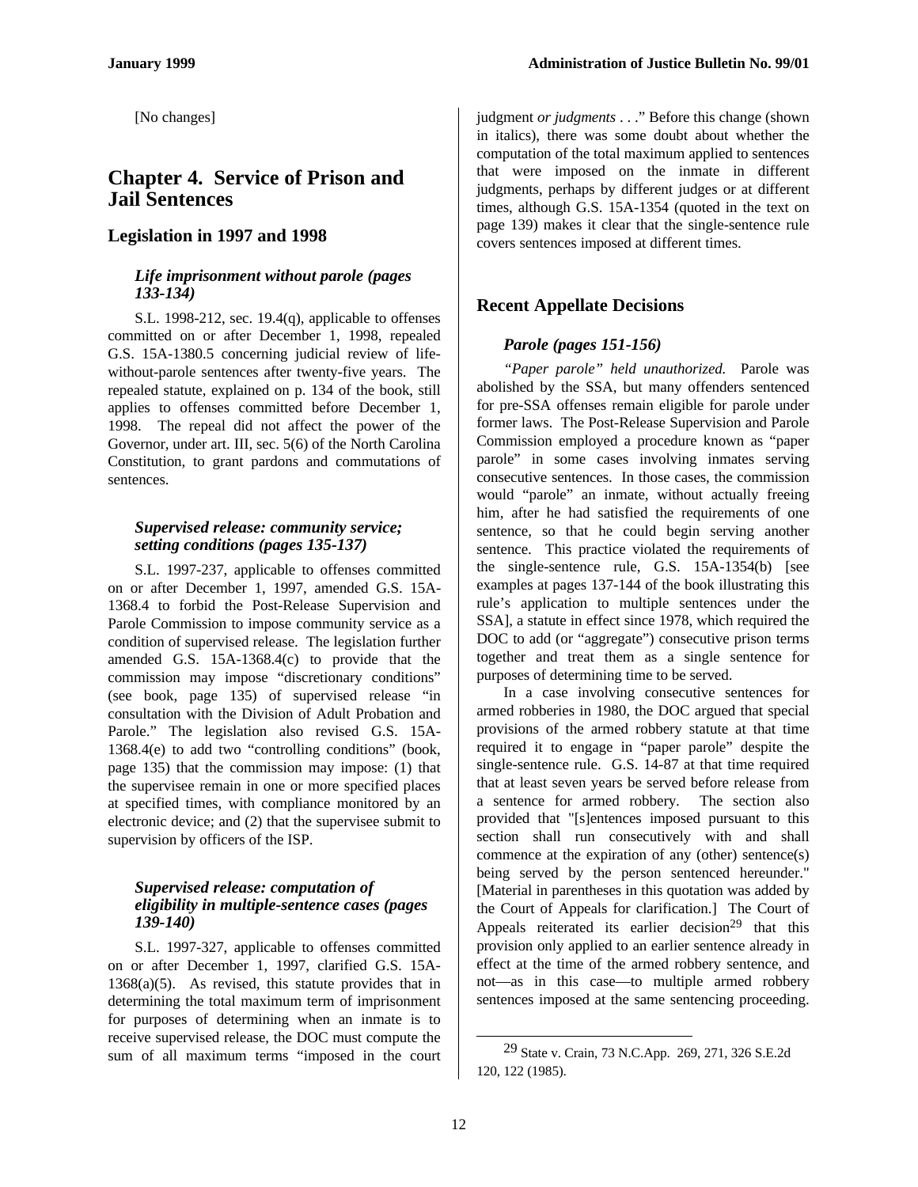[No changes]

# Chapter 4. Service of Prison and Jail Sentences

## Legislation in 1997 and 1998

### *Life imprisonment without parole (pages 133-134)*

S.L. 1998-212, sec. 19.4(q), applicable to offenses committed on or after December 1, 1998, repealed G.S. 15A-1380.5 concerning judicial review of life-without-parole sentences after twenty-five years. The repealed statute, explained on p. 134 of the book, still applies to offenses committed before December 1, 1998. The repeal did not affect the power of the Governor, under art. III, sec. 5(6) of the North Carolina Constitution, to grant pardons and commutations of sentences.

### *Supervised release: community service; setting conditions (pages 135-137)*

S.L. 1997-237, applicable to offenses committed on or after December 1, 1997, amended G.S. 15A-1368.4 to forbid the Post-Release Supervision and Parole Commission to impose community service as a condition of supervised release. The legislation further amended G.S. 15A-1368.4(c) to provide that the commission may impose "discretionary conditions" (see book, page 135) of supervised release "in consultation with the Division of Adult Probation and Parole." The legislation also revised G.S. 15A-1368.4(e) to add two "controlling conditions" (book, page 135) that the commission may impose: (1) that the supervisee remain in one or more specified places at specified times, with compliance monitored by an electronic device; and (2) that the supervisee submit to supervision by officers of the ISP.

### *Supervised release: computation of eligibility in multiple-sentence cases (pages 139-140)*

S.L. 1997-327, applicable to offenses committed on or after December 1, 1997, clarified G.S. 15A-1368(a)(5). As revised, this statute provides that in determining the total maximum term of imprisonment for purposes of determining when an inmate is to receive supervised release, the DOC must compute the sum of all maximum terms "imposed in the court judgment *or judgments* . . ." Before this change (shown in italics), there was some doubt about whether the computation of the total maximum applied to sentences that were imposed on the inmate in different judgments, perhaps by different judges or at different times, although G.S. 15A-1354 (quoted in the text on page 139) makes it clear that the single-sentence rule covers sentences imposed at different times.

## Recent Appellate Decisions

### *Parole (pages 151-156)*

*"Paper parole" held unauthorized.* Parole was abolished by the SSA, but many offenders sentenced for pre-SSA offenses remain eligible for parole under former laws. The Post-Release Supervision and Parole Commission employed a procedure known as "paper parole" in some cases involving inmates serving consecutive sentences. In those cases, the commission would "parole" an inmate, without actually freeing him, after he had satisfied the requirements of one sentence, so that he could begin serving another sentence. This practice violated the requirements of the single-sentence rule, G.S. 15A-1354(b) [see examples at pages 137-144 of the book illustrating this rule's application to multiple sentences under the SSA], a statute in effect since 1978, which required the DOC to add (or "aggregate") consecutive prison terms together and treat them as a single sentence for purposes of determining time to be served.

In a case involving consecutive sentences for armed robberies in 1980, the DOC argued that special provisions of the armed robbery statute at that time required it to engage in "paper parole" despite the single-sentence rule. G.S. 14-87 at that time required that at least seven years be served before release from a sentence for armed robbery. The section also provided that "[s]entences imposed pursuant to this section shall run consecutively with and shall commence at the expiration of any (other) sentence(s) being served by the person sentenced hereunder." [Material in parentheses in this quotation was added by the Court of Appeals for clarification.] The Court of Appeals reiterated its earlier decision[29] that this provision only applied to an earlier sentence already in effect at the time of the armed robbery sentence, and not—as in this case—to multiple armed robbery sentences imposed at the same sentencing proceeding.

---

[29] State v. Crain, 73 N.C.App. 269, 271, 326 S.E.2d 120, 122 (1985).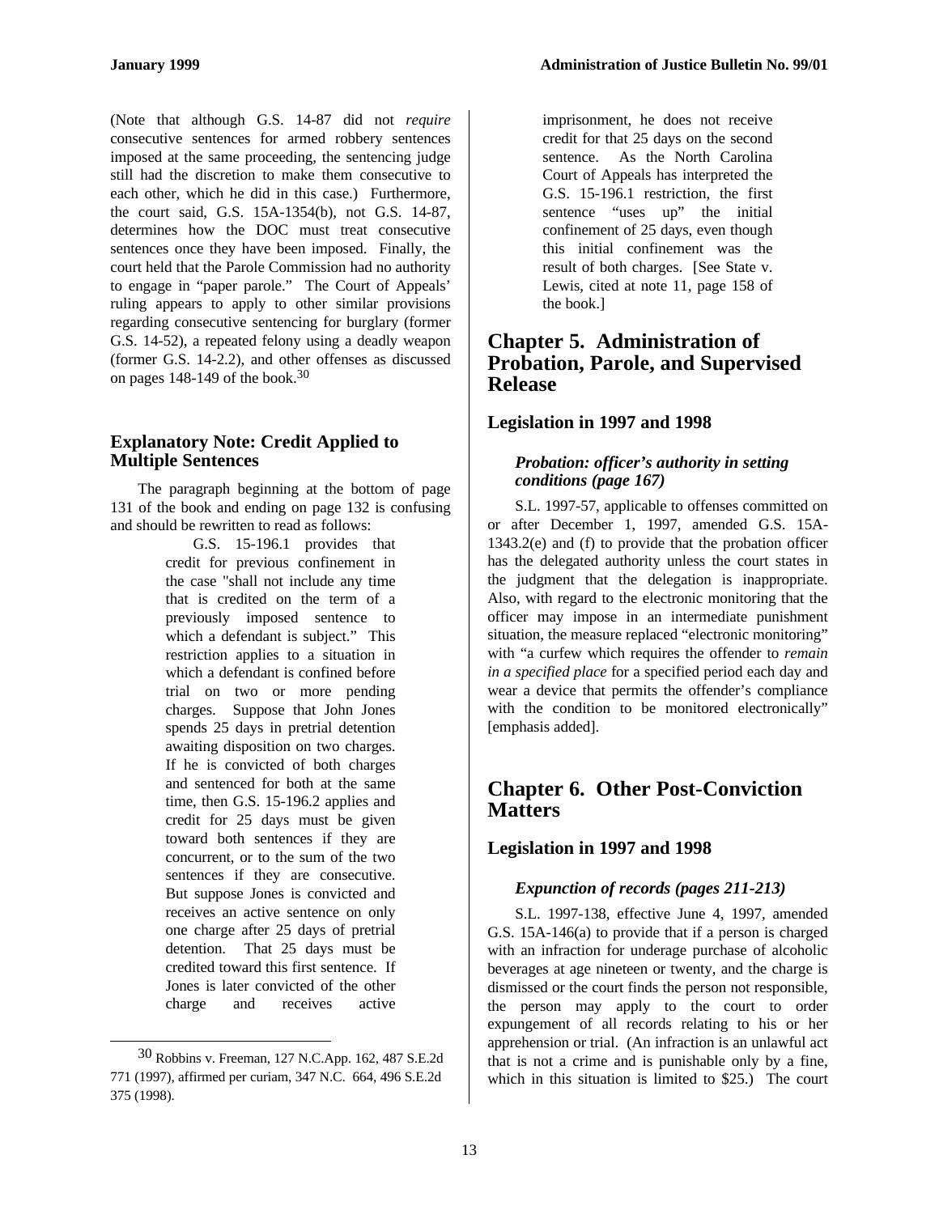(Note that although G.S. 14-87 did not *require* consecutive sentences for armed robbery sentences imposed at the same proceeding, the sentencing judge still had the discretion to make them consecutive to each other, which he did in this case.) Furthermore, the court said, G.S. 15A-1354(b), not G.S. 14-87, determines how the DOC must treat consecutive sentences once they have been imposed. Finally, the court held that the Parole Commission had no authority to engage in "paper parole." The Court of Appeals' ruling appears to apply to other similar provisions regarding consecutive sentencing for burglary (former G.S. 14-52), a repeated felony using a deadly weapon (former G.S. 14-2.2), and other offenses as discussed on pages 148-149 of the book.[30]

### Explanatory Note: Credit Applied to Multiple Sentences

The paragraph beginning at the bottom of page 131 of the book and ending on page 132 is confusing and should be rewritten to read as follows:

> G.S. 15-196.1 provides that credit for previous confinement in the case "shall not include any time that is credited on the term of a previously imposed sentence to which a defendant is subject." This restriction applies to a situation in which a defendant is confined before trial on two or more pending charges. Suppose that John Jones spends 25 days in pretrial detention awaiting disposition on two charges. If he is convicted of both charges and sentenced for both at the same time, then G.S. 15-196.2 applies and credit for 25 days must be given toward both sentences if they are concurrent, or to the sum of the two sentences if they are consecutive. But suppose Jones is convicted and receives an active sentence on only one charge after 25 days of pretrial detention. That 25 days must be credited toward this first sentence. If Jones is later convicted of the other charge and receives active imprisonment, he does not receive credit for that 25 days on the second sentence. As the North Carolina Court of Appeals has interpreted the G.S. 15-196.1 restriction, the first sentence "uses up" the initial confinement of 25 days, even though this initial confinement was the result of both charges. [See State v. Lewis, cited at note 11, page 158 of the book.]

## Chapter 5. Administration of Probation, Parole, and Supervised Release

### Legislation in 1997 and 1998

#### *Probation: officer's authority in setting conditions (page 167)*

S.L. 1997-57, applicable to offenses committed on or after December 1, 1997, amended G.S. 15A-1343.2(e) and (f) to provide that the probation officer has the delegated authority unless the court states in the judgment that the delegation is inappropriate. Also, with regard to the electronic monitoring that the officer may impose in an intermediate punishment situation, the measure replaced "electronic monitoring" with "a curfew which requires the offender to *remain in a specified place* for a specified period each day and wear a device that permits the offender's compliance with the condition to be monitored electronically" [emphasis added].

## Chapter 6. Other Post-Conviction Matters

### Legislation in 1997 and 1998

#### *Expunction of records (pages 211-213)*

S.L. 1997-138, effective June 4, 1997, amended G.S. 15A-146(a) to provide that if a person is charged with an infraction for underage purchase of alcoholic beverages at age nineteen or twenty, and the charge is dismissed or the court finds the person not responsible, the person may apply to the court to order expungement of all records relating to his or her apprehension or trial. (An infraction is an unlawful act that is not a crime and is punishable only by a fine, which in this situation is limited to $25.) The court

---

[30] Robbins v. Freeman, 127 N.C.App. 162, 487 S.E.2d 771 (1997), affirmed per curiam, 347 N.C. 664, 496 S.E.2d 375 (1998).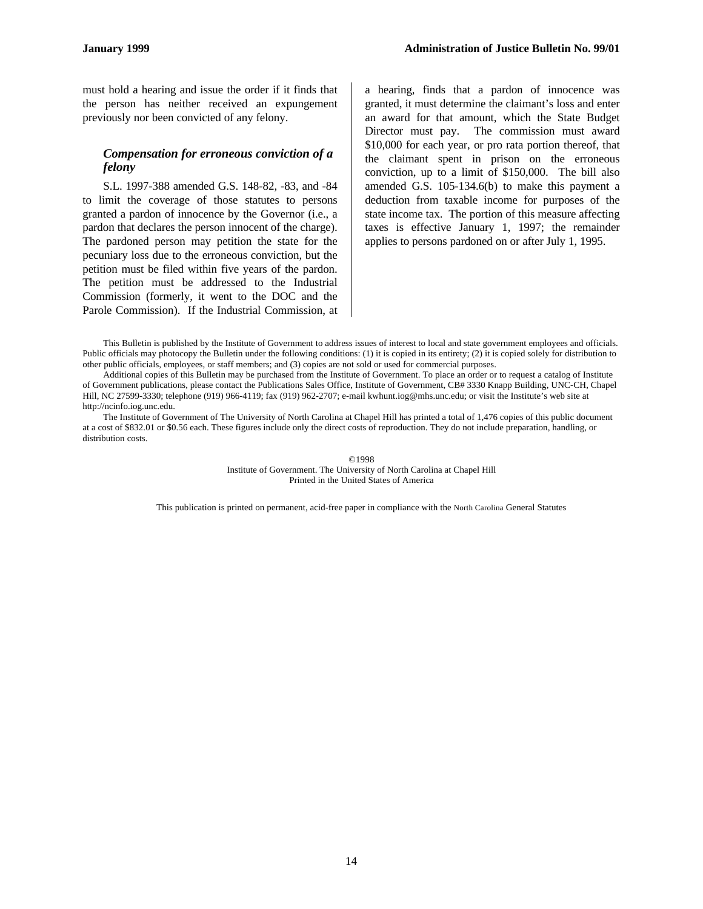must hold a hearing and issue the order if it finds that the person has neither received an expungement previously nor been convicted of any felony.

### *Compensation for erroneous conviction of a felony*

S.L. 1997-388 amended G.S. 148-82, -83, and -84 to limit the coverage of those statutes to persons granted a pardon of innocence by the Governor (i.e., a pardon that declares the person innocent of the charge). The pardoned person may petition the state for the pecuniary loss due to the erroneous conviction, but the petition must be filed within five years of the pardon. The petition must be addressed to the Industrial Commission (formerly, it went to the DOC and the Parole Commission). If the Industrial Commission, at a hearing, finds that a pardon of innocence was granted, it must determine the claimant's loss and enter an award for that amount, which the State Budget Director must pay. The commission must award $10,000 for each year, or pro rata portion thereof, that the claimant spent in prison on the erroneous conviction, up to a limit of $150,000. The bill also amended G.S. 105-134.6(b) to make this payment a deduction from taxable income for purposes of the state income tax. The portion of this measure affecting taxes is effective January 1, 1997; the remainder applies to persons pardoned on or after July 1, 1995.

This Bulletin is published by the Institute of Government to address issues of interest to local and state government employees and officials. Public officials may photocopy the Bulletin under the following conditions: (1) it is copied in its entirety; (2) it is copied solely for distribution to other public officials, employees, or staff members; and (3) copies are not sold or used for commercial purposes.

Additional copies of this Bulletin may be purchased from the Institute of Government. To place an order or to request a catalog of Institute of Government publications, please contact the Publications Sales Office, Institute of Government, CB# 3330 Knapp Building, UNC-CH, Chapel Hill, NC 27599-3330; telephone (919) 966-4119; fax (919) 962-2707; e-mail kwhunt.iog@mhs.unc.edu; or visit the Institute's web site at http://ncinfo.iog.unc.edu.

The Institute of Government of The University of North Carolina at Chapel Hill has printed a total of 1,476 copies of this public document at a cost of $832.01 or $0.56 each. These figures include only the direct costs of reproduction. They do not include preparation, handling, or distribution costs.

©1998
Institute of Government. The University of North Carolina at Chapel Hill
Printed in the United States of America

This publication is printed on permanent, acid-free paper in compliance with the North Carolina General Statutes